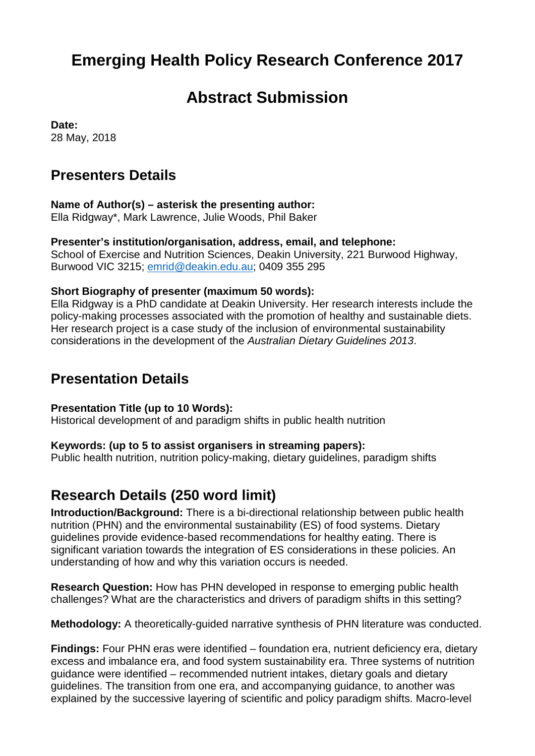# Emerging Health Policy Research Conference 2017

# Abstract Submission

**Date:**
28 May, 2018

## Presenters Details

**Name of Author(s) – asterisk the presenting author:**
Ella Ridgway*, Mark Lawrence, Julie Woods, Phil Baker

**Presenter's institution/organisation, address, email, and telephone:**
School of Exercise and Nutrition Sciences, Deakin University, 221 Burwood Highway, Burwood VIC 3215; emrid@deakin.edu.au; 0409 355 295

**Short Biography of presenter (maximum 50 words):**
Ella Ridgway is a PhD candidate at Deakin University. Her research interests include the policy-making processes associated with the promotion of healthy and sustainable diets. Her research project is a case study of the inclusion of environmental sustainability considerations in the development of the *Australian Dietary Guidelines 2013*.

## Presentation Details

**Presentation Title (up to 10 Words):**
Historical development of and paradigm shifts in public health nutrition

**Keywords: (up to 5 to assist organisers in streaming papers):**
Public health nutrition, nutrition policy-making, dietary guidelines, paradigm shifts

## Research Details (250 word limit)

**Introduction/Background:** There is a bi-directional relationship between public health nutrition (PHN) and the environmental sustainability (ES) of food systems. Dietary guidelines provide evidence-based recommendations for healthy eating. There is significant variation towards the integration of ES considerations in these policies. An understanding of how and why this variation occurs is needed.

**Research Question:** How has PHN developed in response to emerging public health challenges? What are the characteristics and drivers of paradigm shifts in this setting?

**Methodology:** A theoretically-guided narrative synthesis of PHN literature was conducted.

**Findings:** Four PHN eras were identified – foundation era, nutrient deficiency era, dietary excess and imbalance era, and food system sustainability era. Three systems of nutrition guidance were identified – recommended nutrient intakes, dietary goals and dietary guidelines. The transition from one era, and accompanying guidance, to another was explained by the successive layering of scientific and policy paradigm shifts. Macro-level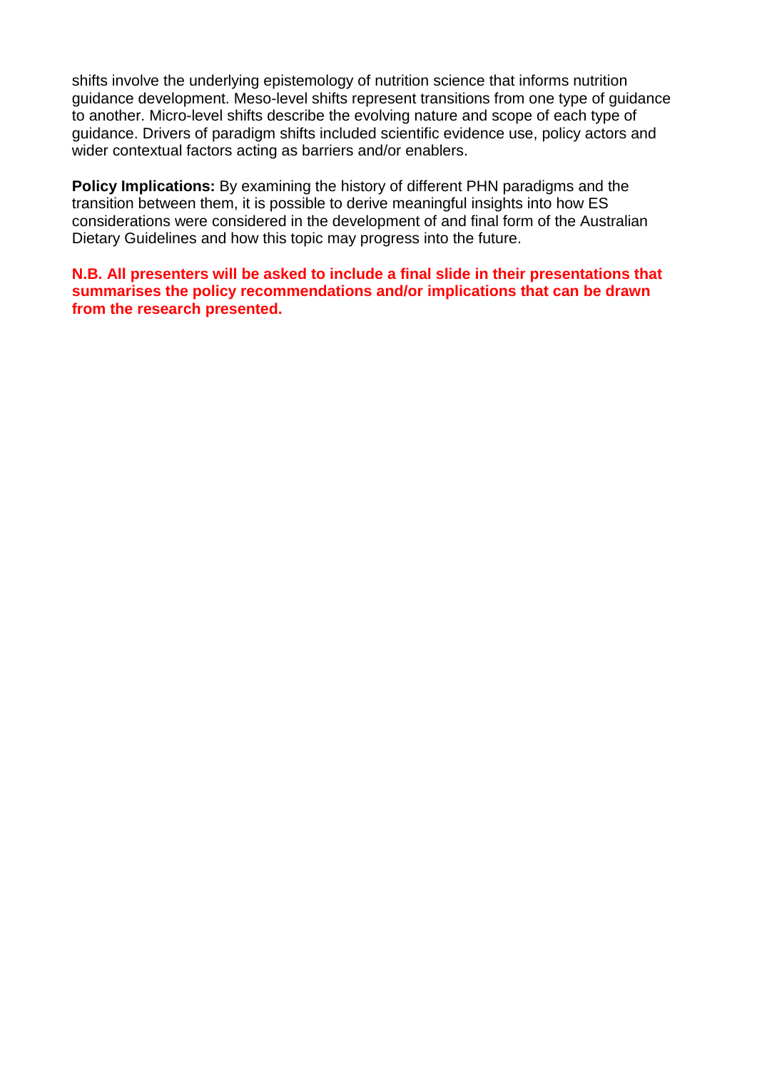shifts involve the underlying epistemology of nutrition science that informs nutrition guidance development. Meso-level shifts represent transitions from one type of guidance to another. Micro-level shifts describe the evolving nature and scope of each type of guidance. Drivers of paradigm shifts included scientific evidence use, policy actors and wider contextual factors acting as barriers and/or enablers.

**Policy Implications:** By examining the history of different PHN paradigms and the transition between them, it is possible to derive meaningful insights into how ES considerations were considered in the development of and final form of the Australian Dietary Guidelines and how this topic may progress into the future.

**N.B. All presenters will be asked to include a final slide in their presentations that summarises the policy recommendations and/or implications that can be drawn from the research presented.**